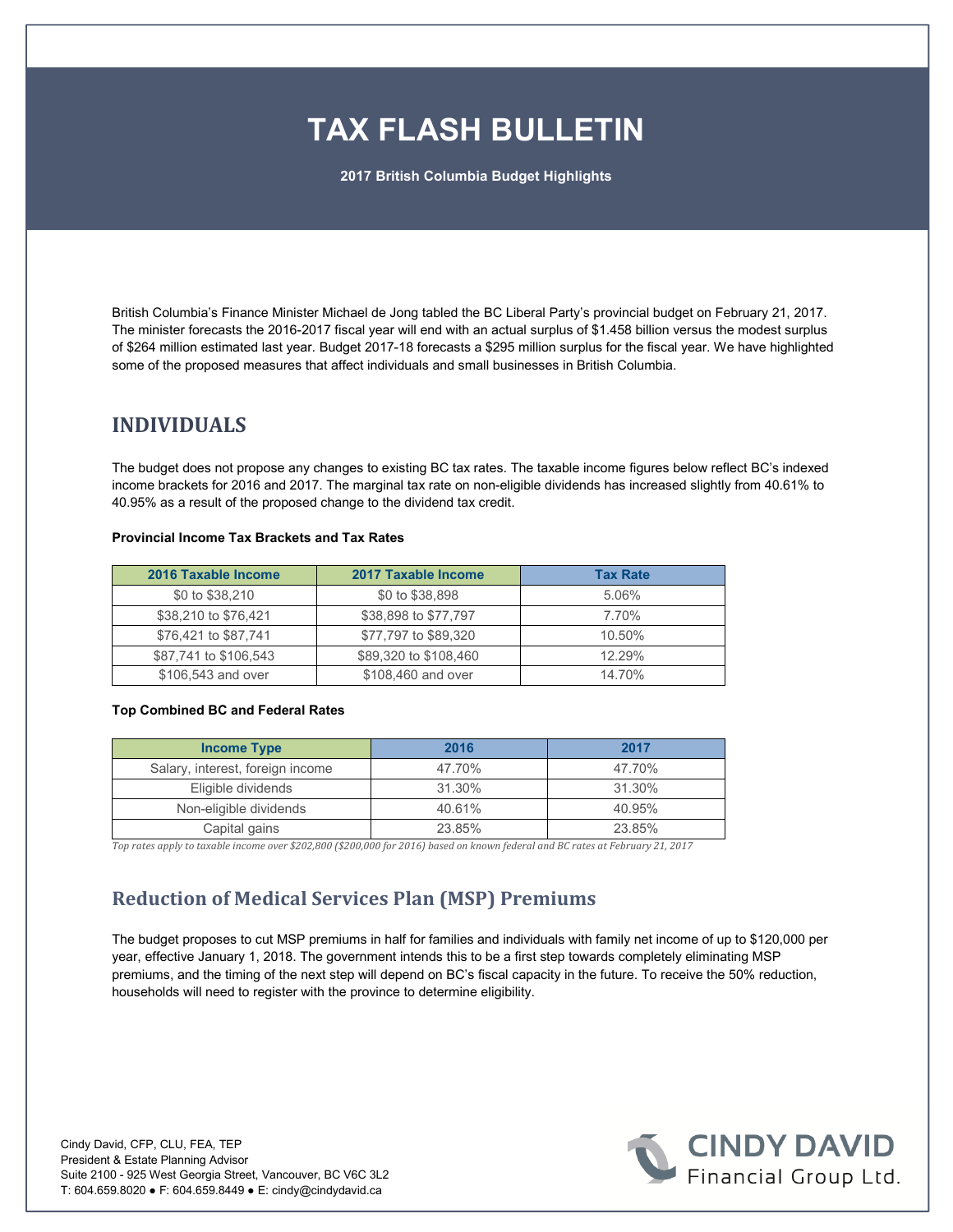# TAX FLASH BULLETIN

**2017 British Columbia Budget Highlights**

British Columbia's Finance Minister Michael de Jong tabled the BC Liberal Party's provincial budget on February 21, 2017. The minister forecasts the 2016-2017 fiscal year will end with an actual surplus of $1.458 billion versus the modest surplus of $264 million estimated last year. Budget 2017-18 forecasts a $295 million surplus for the fiscal year. We have highlighted some of the proposed measures that affect individuals and small businesses in British Columbia.

## INDIVIDUALS

The budget does not propose any changes to existing BC tax rates. The taxable income figures below reflect BC's indexed income brackets for 2016 and 2017. The marginal tax rate on non-eligible dividends has increased slightly from 40.61% to 40.95% as a result of the proposed change to the dividend tax credit.

**Provincial Income Tax Brackets and Tax Rates**

| 2016 Taxable Income | 2017 Taxable Income | Tax Rate |
|---|---|---|
| $0 to $38,210 | $0 to $38,898 | 5.06% |
| $38,210 to $76,421 | $38,898 to $77,797 | 7.70% |
| $76,421 to $87,741 | $77,797 to $89,320 | 10.50% |
| $87,741 to $106,543 | $89,320 to $108,460 | 12.29% |
| $106,543 and over | $108,460 and over | 14.70% |

**Top Combined BC and Federal Rates**

| Income Type | 2016 | 2017 |
|---|---|---|
| Salary, interest, foreign income | 47.70% | 47.70% |
| Eligible dividends | 31.30% | 31.30% |
| Non-eligible dividends | 40.61% | 40.95% |
| Capital gains | 23.85% | 23.85% |

*Top rates apply to taxable income over $202,800 ($200,000 for 2016) based on known federal and BC rates at February 21, 2017*

## Reduction of Medical Services Plan (MSP) Premiums

The budget proposes to cut MSP premiums in half for families and individuals with family net income of up to $120,000 per year, effective January 1, 2018. The government intends this to be a first step towards completely eliminating MSP premiums, and the timing of the next step will depend on BC's fiscal capacity in the future. To receive the 50% reduction, households will need to register with the province to determine eligibility.

Cindy David, CFP, CLU, FEA, TEP
President & Estate Planning Advisor
Suite 2100 - 925 West Georgia Street, Vancouver, BC V6C 3L2
T: 604.659.8020 ● F: 604.659.8449 ● E: cindy@cindydavid.ca

CINDY DAVID
Financial Group Ltd.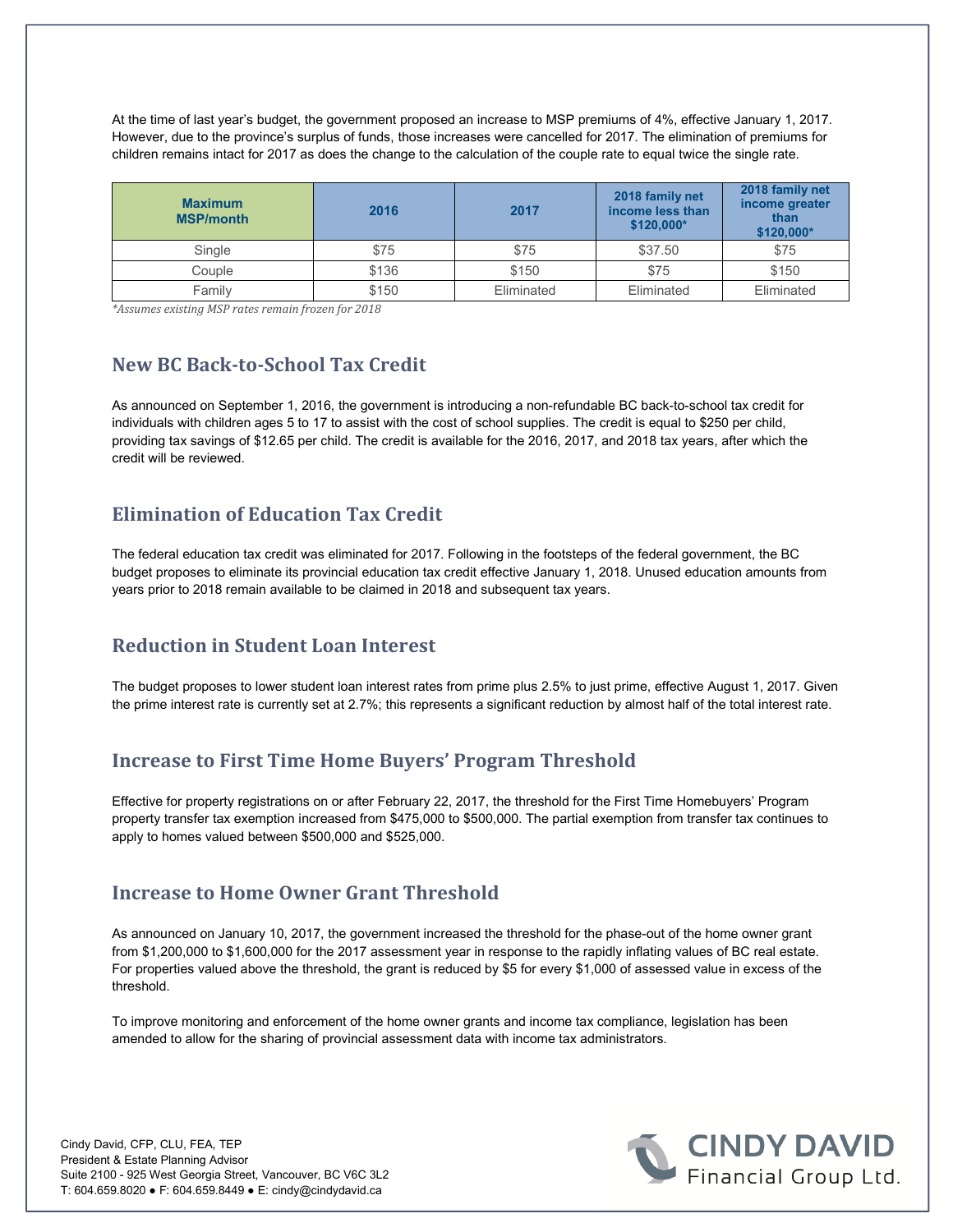At the time of last year's budget, the government proposed an increase to MSP premiums of 4%, effective January 1, 2017. However, due to the province's surplus of funds, those increases were cancelled for 2017. The elimination of premiums for children remains intact for 2017 as does the change to the calculation of the couple rate to equal twice the single rate.

| Maximum MSP/month | 2016 | 2017 | 2018 family net income less than $120,000* | 2018 family net income greater than $120,000* |
|---|---|---|---|---|
| Single | $75 | $75 | $37.50 | $75 |
| Couple | $136 | $150 | $75 | $150 |
| Family | $150 | Eliminated | Eliminated | Eliminated |

*\*Assumes existing MSP rates remain frozen for 2018*

## New BC Back-to-School Tax Credit

As announced on September 1, 2016, the government is introducing a non-refundable BC back-to-school tax credit for individuals with children ages 5 to 17 to assist with the cost of school supplies. The credit is equal to $250 per child, providing tax savings of $12.65 per child. The credit is available for the 2016, 2017, and 2018 tax years, after which the credit will be reviewed.

## Elimination of Education Tax Credit

The federal education tax credit was eliminated for 2017. Following in the footsteps of the federal government, the BC budget proposes to eliminate its provincial education tax credit effective January 1, 2018. Unused education amounts from years prior to 2018 remain available to be claimed in 2018 and subsequent tax years.

## Reduction in Student Loan Interest

The budget proposes to lower student loan interest rates from prime plus 2.5% to just prime, effective August 1, 2017. Given the prime interest rate is currently set at 2.7%; this represents a significant reduction by almost half of the total interest rate.

## Increase to First Time Home Buyers' Program Threshold

Effective for property registrations on or after February 22, 2017, the threshold for the First Time Homebuyers' Program property transfer tax exemption increased from $475,000 to $500,000. The partial exemption from transfer tax continues to apply to homes valued between $500,000 and $525,000.

## Increase to Home Owner Grant Threshold

As announced on January 10, 2017, the government increased the threshold for the phase-out of the home owner grant from $1,200,000 to $1,600,000 for the 2017 assessment year in response to the rapidly inflating values of BC real estate. For properties valued above the threshold, the grant is reduced by $5 for every $1,000 of assessed value in excess of the threshold.

To improve monitoring and enforcement of the home owner grants and income tax compliance, legislation has been amended to allow for the sharing of provincial assessment data with income tax administrators.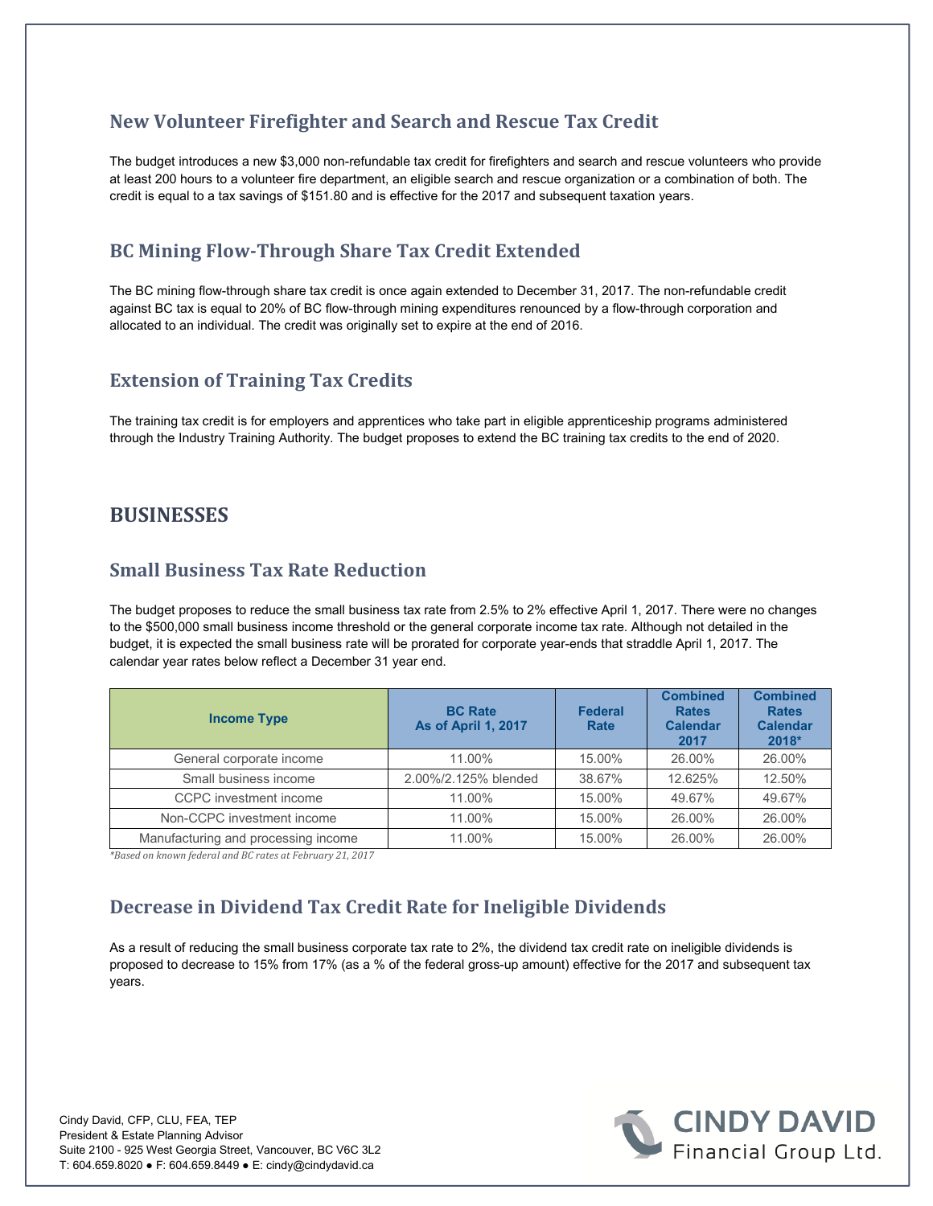## New Volunteer Firefighter and Search and Rescue Tax Credit

The budget introduces a new $3,000 non-refundable tax credit for firefighters and search and rescue volunteers who provide at least 200 hours to a volunteer fire department, an eligible search and rescue organization or a combination of both. The credit is equal to a tax savings of $151.80 and is effective for the 2017 and subsequent taxation years.

## BC Mining Flow-Through Share Tax Credit Extended

The BC mining flow-through share tax credit is once again extended to December 31, 2017. The non-refundable credit against BC tax is equal to 20% of BC flow-through mining expenditures renounced by a flow-through corporation and allocated to an individual. The credit was originally set to expire at the end of 2016.

## Extension of Training Tax Credits

The training tax credit is for employers and apprentices who take part in eligible apprenticeship programs administered through the Industry Training Authority. The budget proposes to extend the BC training tax credits to the end of 2020.

# BUSINESSES

## Small Business Tax Rate Reduction

The budget proposes to reduce the small business tax rate from 2.5% to 2% effective April 1, 2017. There were no changes to the $500,000 small business income threshold or the general corporate income tax rate. Although not detailed in the budget, it is expected the small business rate will be prorated for corporate year-ends that straddle April 1, 2017. The calendar year rates below reflect a December 31 year end.

| Income Type | BC Rate As of April 1, 2017 | Federal Rate | Combined Rates Calendar 2017 | Combined Rates Calendar 2018* |
|---|---|---|---|---|
| General corporate income | 11.00% | 15.00% | 26.00% | 26.00% |
| Small business income | 2.00%/2.125% blended | 38.67% | 12.625% | 12.50% |
| CCPC investment income | 11.00% | 15.00% | 49.67% | 49.67% |
| Non-CCPC investment income | 11.00% | 15.00% | 26.00% | 26.00% |
| Manufacturing and processing income | 11.00% | 15.00% | 26.00% | 26.00% |

*\*Based on known federal and BC rates at February 21, 2017*

## Decrease in Dividend Tax Credit Rate for Ineligible Dividends

As a result of reducing the small business corporate tax rate to 2%, the dividend tax credit rate on ineligible dividends is proposed to decrease to 15% from 17% (as a % of the federal gross-up amount) effective for the 2017 and subsequent tax years.

Cindy David, CFP, CLU, FEA, TEP
President & Estate Planning Advisor
Suite 2100 - 925 West Georgia Street, Vancouver, BC V6C 3L2
T: 604.659.8020 ● F: 604.659.8449 ● E: cindy@cindydavid.ca

CINDY DAVID Financial Group Ltd.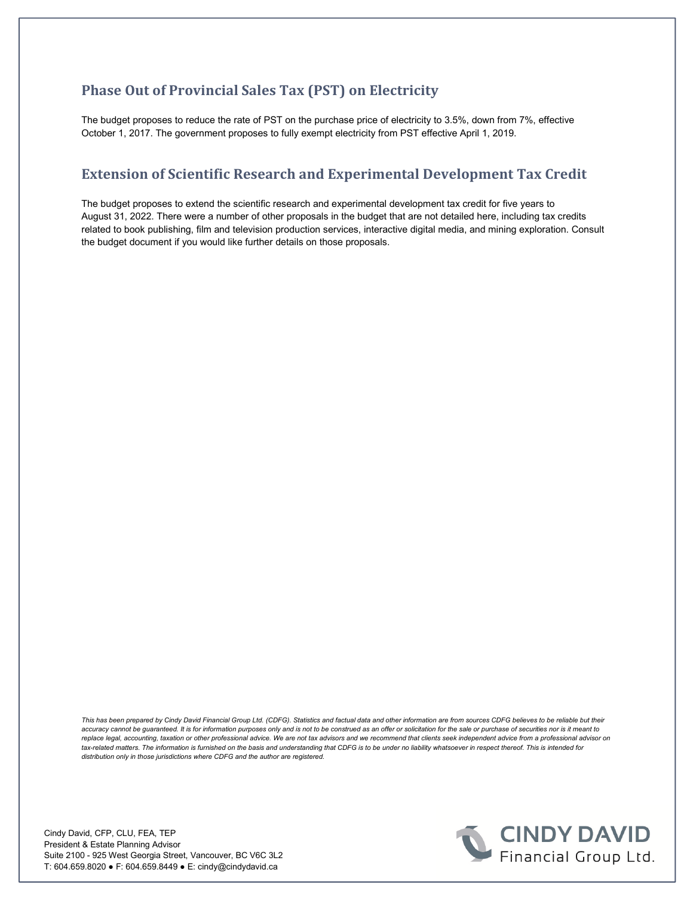## Phase Out of Provincial Sales Tax (PST) on Electricity

The budget proposes to reduce the rate of PST on the purchase price of electricity to 3.5%, down from 7%, effective October 1, 2017. The government proposes to fully exempt electricity from PST effective April 1, 2019.

## Extension of Scientific Research and Experimental Development Tax Credit

The budget proposes to extend the scientific research and experimental development tax credit for five years to August 31, 2022. There were a number of other proposals in the budget that are not detailed here, including tax credits related to book publishing, film and television production services, interactive digital media, and mining exploration. Consult the budget document if you would like further details on those proposals.

*This has been prepared by Cindy David Financial Group Ltd. (CDFG). Statistics and factual data and other information are from sources CDFG believes to be reliable but their accuracy cannot be guaranteed. It is for information purposes only and is not to be construed as an offer or solicitation for the sale or purchase of securities nor is it meant to replace legal, accounting, taxation or other professional advice. We are not tax advisors and we recommend that clients seek independent advice from a professional advisor on tax-related matters. The information is furnished on the basis and understanding that CDFG is to be under no liability whatsoever in respect thereof. This is intended for distribution only in those jurisdictions where CDFG and the author are registered.*

Cindy David, CFP, CLU, FEA, TEP
President & Estate Planning Advisor
Suite 2100 - 925 West Georgia Street, Vancouver, BC V6C 3L2
T: 604.659.8020 ● F: 604.659.8449 ● E: cindy@cindydavid.ca

CINDY DAVID
Financial Group Ltd.